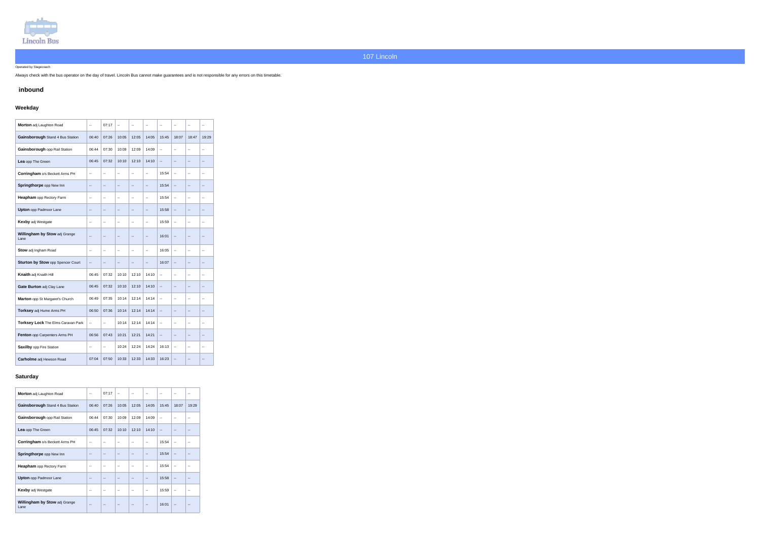Lincoln Bus

# 107 Lincoln

Operated by Stagecoach

Always check with the bus operator on the day of travel. Lincoln Bus cannot make guarantees and is not responsible for any errors on this timetable.

## inbound

### Weekday

| Stop | | | | | | | | | |
|---|---|---|---|---|---|---|---|---|---|
| **Morton** adj Laughton Road | -- | 07:17 | -- | -- | -- | -- | -- | -- | -- |
| **Gainsborough** Stand 4 Bus Station | 06:40 | 07:26 | 10:05 | 12:05 | 14:05 | 15:45 | 18:07 | 18:47 | 19:29 |
| **Gainsborough** opp Rail Station | 06:44 | 07:30 | 10:09 | 12:09 | 14:09 | -- | -- | -- | -- |
| **Lea** opp The Green | 06:45 | 07:32 | 10:10 | 12:10 | 14:10 | -- | -- | -- | -- |
| **Corringham** o/s Beckett Arms PH | -- | -- | -- | -- | -- | 15:54 | -- | -- | -- |
| **Springthorpe** opp New Inn | -- | -- | -- | -- | -- | 15:54 | -- | -- | -- |
| **Heapham** opp Rectory Farm | -- | -- | -- | -- | -- | 15:54 | -- | -- | -- |
| **Upton** opp Padmoor Lane | -- | -- | -- | -- | -- | 15:58 | -- | -- | -- |
| **Kexby** adj Westgate | -- | -- | -- | -- | -- | 15:59 | -- | -- | -- |
| **Willingham by Stow** adj Grange Lane | -- | -- | -- | -- | -- | 16:01 | -- | -- | -- |
| **Stow** adj Ingham Road | -- | -- | -- | -- | -- | 16:05 | -- | -- | -- |
| **Sturton by Stow** opp Spencer Court | -- | -- | -- | -- | -- | 16:07 | -- | -- | -- |
| **Knaith** adj Knaith Hill | 06:45 | 07:32 | 10:10 | 12:10 | 14:10 | -- | -- | -- | -- |
| **Gate Burton** adj Clay Lane | 06:45 | 07:32 | 10:10 | 12:10 | 14:10 | -- | -- | -- | -- |
| **Marton** opp St Margaret's Church | 06:49 | 07:35 | 10:14 | 12:14 | 14:14 | -- | -- | -- | -- |
| **Torksey** adj Hume Arms PH | 06:50 | 07:36 | 10:14 | 12:14 | 14:14 | -- | -- | -- | -- |
| **Torksey Lock** The Elms Caravan Park | -- | -- | 10:14 | 12:14 | 14:14 | -- | -- | -- | -- |
| **Fenton** opp Carpenters Arms PH | 06:56 | 07:43 | 10:21 | 12:21 | 14:21 | -- | -- | -- | -- |
| **Saxilby** opp Fire Station | -- | -- | 10:24 | 12:24 | 14:24 | 16:13 | -- | -- | -- |
| **Carholme** adj Hewson Road | 07:04 | 07:50 | 10:33 | 12:33 | 14:33 | 16:23 | -- | -- | -- |

### Saturday

| Stop | | | | | | | | |
|---|---|---|---|---|---|---|---|---|
| **Morton** adj Laughton Road | -- | 07:17 | -- | -- | -- | -- | -- | -- |
| **Gainsborough** Stand 4 Bus Station | 06:40 | 07:26 | 10:05 | 12:05 | 14:05 | 15:45 | 18:07 | 19:29 |
| **Gainsborough** opp Rail Station | 06:44 | 07:30 | 10:09 | 12:09 | 14:09 | -- | -- | -- |
| **Lea** opp The Green | 06:45 | 07:32 | 10:10 | 12:10 | 14:10 | -- | -- | -- |
| **Corringham** o/s Beckett Arms PH | -- | -- | -- | -- | -- | 15:54 | -- | -- |
| **Springthorpe** opp New Inn | -- | -- | -- | -- | -- | 15:54 | -- | -- |
| **Heapham** opp Rectory Farm | -- | -- | -- | -- | -- | 15:54 | -- | -- |
| **Upton** opp Padmoor Lane | -- | -- | -- | -- | -- | 15:58 | -- | -- |
| **Kexby** adj Westgate | -- | -- | -- | -- | -- | 15:59 | -- | -- |
| **Willingham by Stow** adj Grange Lane | -- | -- | -- | -- | -- | 16:01 | -- | -- |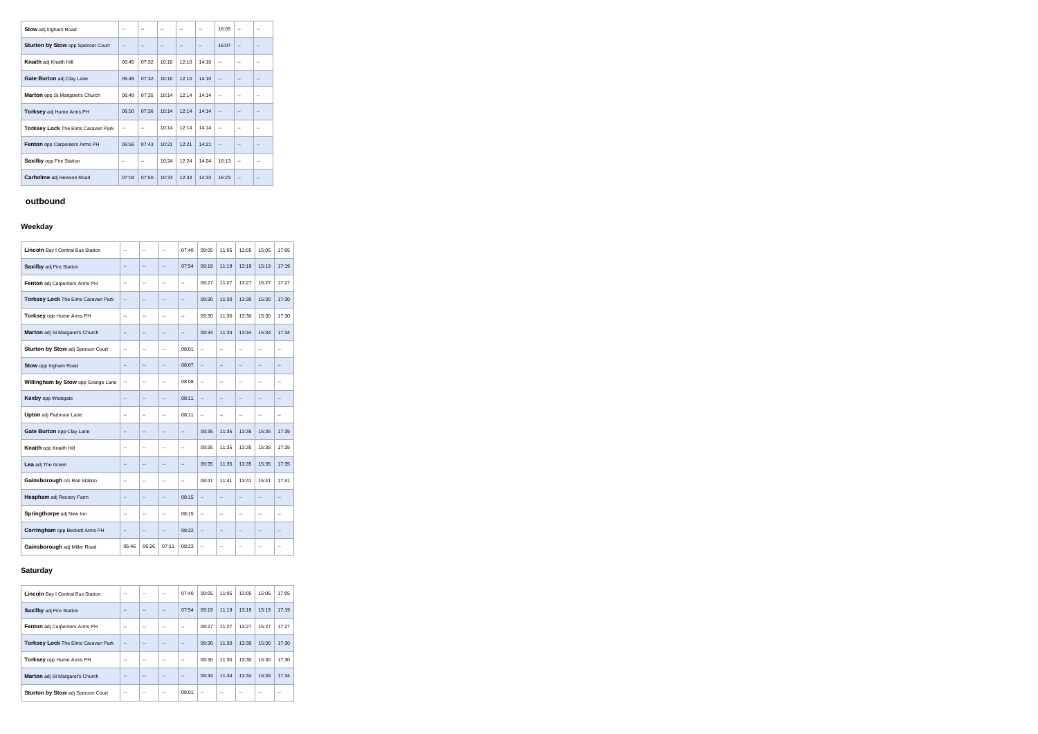| Stop | | | | | | | | |
|---|---|---|---|---|---|---|---|---|
| **Stow** adj Ingham Road | -- | -- | -- | -- | -- | 16:05 | -- | -- |
| **Sturton by Stow** opp Spencer Court | -- | -- | -- | -- | -- | 16:07 | -- | -- |
| **Knaith** adj Knaith Hill | 06:45 | 07:32 | 10:10 | 12:10 | 14:10 | -- | -- | -- |
| **Gate Burton** adj Clay Lane | 06:45 | 07:32 | 10:10 | 12:10 | 14:10 | -- | -- | -- |
| **Marton** opp St Margaret's Church | 06:49 | 07:35 | 10:14 | 12:14 | 14:14 | -- | -- | -- |
| **Torksey** adj Hume Arms PH | 06:50 | 07:36 | 10:14 | 12:14 | 14:14 | -- | -- | -- |
| **Torksey Lock** The Elms Caravan Park | -- | -- | 10:14 | 12:14 | 14:14 | -- | -- | -- |
| **Fenton** opp Carpenters Arms PH | 06:56 | 07:43 | 10:21 | 12:21 | 14:21 | -- | -- | -- |
| **Saxilby** opp Fire Station | -- | -- | 10:24 | 12:24 | 14:24 | 16:13 | -- | -- |
| **Carholme** adj Hewson Road | 07:04 | 07:50 | 10:33 | 12:33 | 14:33 | 16:23 | -- | -- |

## outbound

### Weekday

| Stop | | | | | | | | | |
|---|---|---|---|---|---|---|---|---|---|
| **Lincoln** Bay I Central Bus Station | -- | -- | -- | 07:40 | 09:05 | 11:05 | 13:05 | 15:05 | 17:05 |
| **Saxilby** adj Fire Station | -- | -- | -- | 07:54 | 09:19 | 11:19 | 13:19 | 15:19 | 17:19 |
| **Fenton** adj Carpenters Arms PH | -- | -- | -- | -- | 09:27 | 11:27 | 13:27 | 15:27 | 17:27 |
| **Torksey Lock** The Elms Caravan Park | -- | -- | -- | -- | 09:30 | 11:30 | 13:30 | 15:30 | 17:30 |
| **Torksey** opp Hume Arms PH | -- | -- | -- | -- | 09:30 | 11:30 | 13:30 | 15:30 | 17:30 |
| **Marton** adj St Margaret's Church | -- | -- | -- | -- | 09:34 | 11:34 | 13:34 | 15:34 | 17:34 |
| **Sturton by Stow** adj Spencer Court | -- | -- | -- | 08:01 | -- | -- | -- | -- | -- |
| **Stow** opp Ingham Road | -- | -- | -- | 08:07 | -- | -- | -- | -- | -- |
| **Willingham by Stow** opp Grange Lane | -- | -- | -- | 08:08 | -- | -- | -- | -- | -- |
| **Kexby** opp Westgate | -- | -- | -- | 08:11 | -- | -- | -- | -- | -- |
| **Upton** adj Padmoor Lane | -- | -- | -- | 08:11 | -- | -- | -- | -- | -- |
| **Gate Burton** opp Clay Lane | -- | -- | -- | -- | 09:35 | 11:35 | 13:35 | 15:35 | 17:35 |
| **Knaith** opp Knaith Hill | -- | -- | -- | -- | 09:35 | 11:35 | 13:35 | 15:35 | 17:35 |
| **Lea** adj The Green | -- | -- | -- | -- | 09:35 | 11:35 | 13:35 | 15:35 | 17:35 |
| **Gainsborough** o/s Rail Station | -- | -- | -- | -- | 09:41 | 11:41 | 13:41 | 15:41 | 17:41 |
| **Heapham** adj Rectory Farm | -- | -- | -- | 08:15 | -- | -- | -- | -- | -- |
| **Springthorpe** adj New Inn | -- | -- | -- | 08:15 | -- | -- | -- | -- | -- |
| **Corringham** opp Beckett Arms PH | -- | -- | -- | 08:22 | -- | -- | -- | -- | -- |
| **Gainsborough** adj Miller Road | 05:46 | 06:26 | 07:11 | 08:23 | -- | -- | -- | -- | -- |

### Saturday

| Stop | | | | | | | | | |
|---|---|---|---|---|---|---|---|---|---|
| **Lincoln** Bay I Central Bus Station | -- | -- | -- | 07:40 | 09:05 | 11:05 | 13:05 | 15:05 | 17:05 |
| **Saxilby** adj Fire Station | -- | -- | -- | 07:54 | 09:19 | 11:19 | 13:19 | 15:19 | 17:19 |
| **Fenton** adj Carpenters Arms PH | -- | -- | -- | -- | 09:27 | 11:27 | 13:27 | 15:27 | 17:27 |
| **Torksey Lock** The Elms Caravan Park | -- | -- | -- | -- | 09:30 | 11:30 | 13:30 | 15:30 | 17:30 |
| **Torksey** opp Hume Arms PH | -- | -- | -- | -- | 09:30 | 11:30 | 13:30 | 15:30 | 17:30 |
| **Marton** adj St Margaret's Church | -- | -- | -- | -- | 09:34 | 11:34 | 13:34 | 15:34 | 17:34 |
| **Sturton by Stow** adj Spencer Court | -- | -- | -- | 08:01 | -- | -- | -- | -- | -- |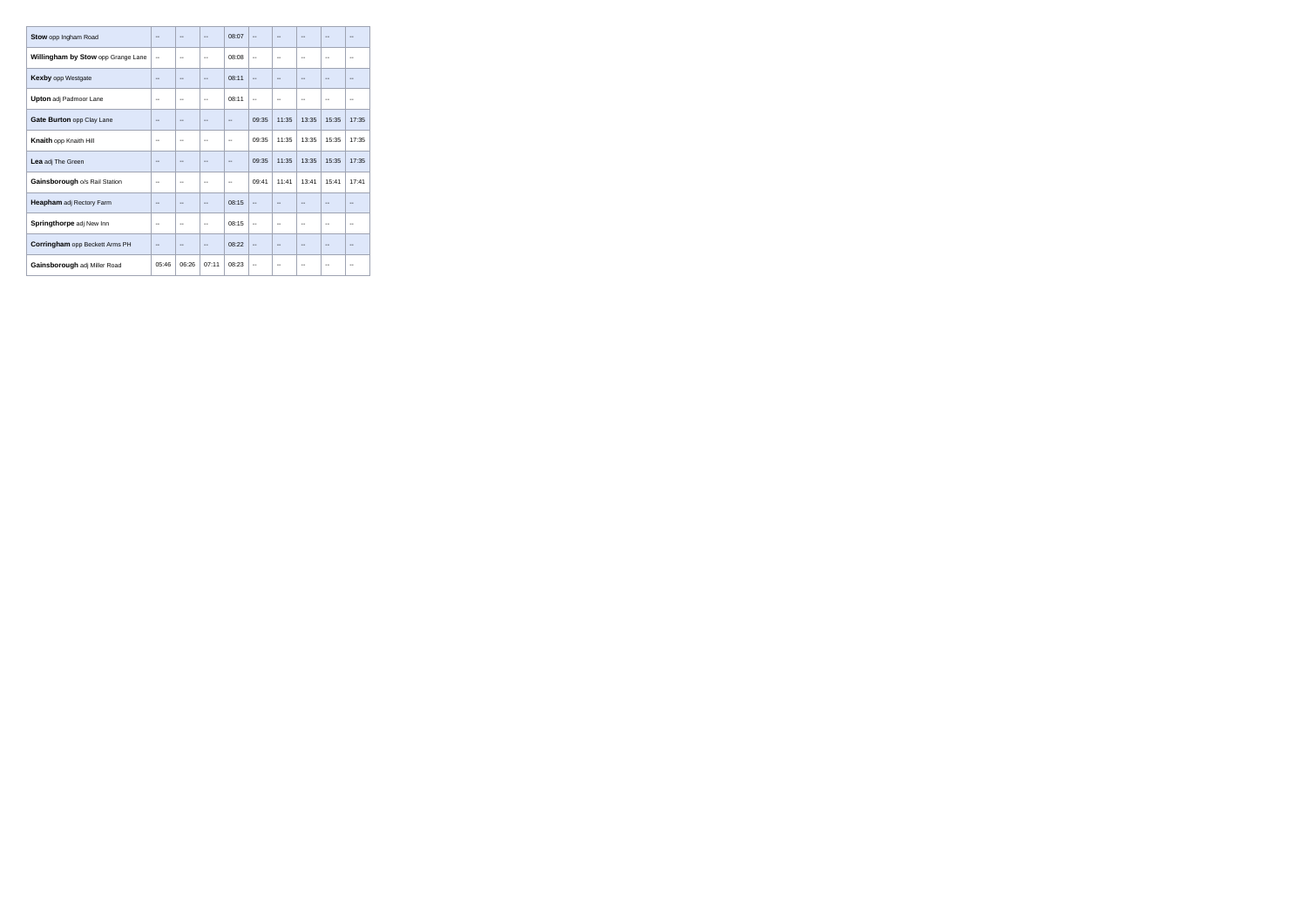| | | | | | | | | | |
|---|---|---|---|---|---|---|---|---|---|
| **Stow** opp Ingham Road | -- | -- | -- | 08:07 | -- | -- | -- | -- | -- |
| **Willingham by Stow** opp Grange Lane | -- | -- | -- | 08:08 | -- | -- | -- | -- | -- |
| **Kexby** opp Westgate | -- | -- | -- | 08:11 | -- | -- | -- | -- | -- |
| **Upton** adj Padmoor Lane | -- | -- | -- | 08:11 | -- | -- | -- | -- | -- |
| **Gate Burton** opp Clay Lane | -- | -- | -- | -- | 09:35 | 11:35 | 13:35 | 15:35 | 17:35 |
| **Knaith** opp Knaith Hill | -- | -- | -- | -- | 09:35 | 11:35 | 13:35 | 15:35 | 17:35 |
| **Lea** adj The Green | -- | -- | -- | -- | 09:35 | 11:35 | 13:35 | 15:35 | 17:35 |
| **Gainsborough** o/s Rail Station | -- | -- | -- | -- | 09:41 | 11:41 | 13:41 | 15:41 | 17:41 |
| **Heapham** adj Rectory Farm | -- | -- | -- | 08:15 | -- | -- | -- | -- | -- |
| **Springthorpe** adj New Inn | -- | -- | -- | 08:15 | -- | -- | -- | -- | -- |
| **Corringham** opp Beckett Arms PH | -- | -- | -- | 08:22 | -- | -- | -- | -- | -- |
| **Gainsborough** adj Miller Road | 05:46 | 06:26 | 07:11 | 08:23 | -- | -- | -- | -- | -- |